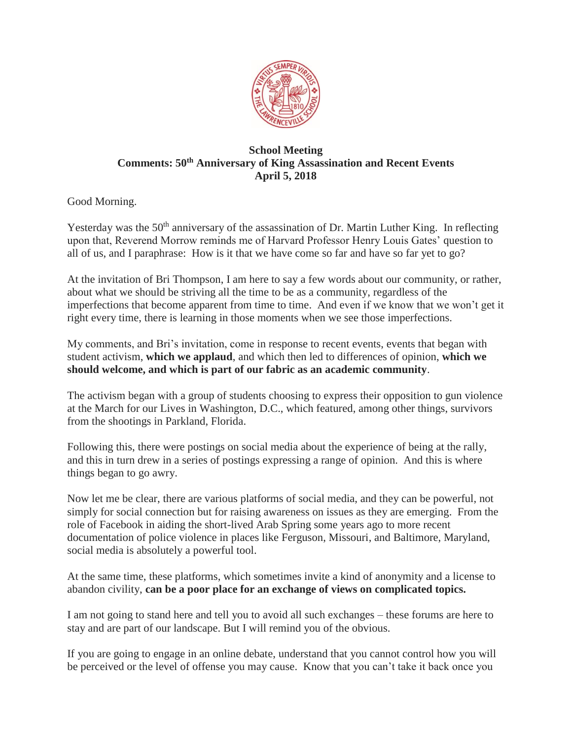**School Meeting**
**Comments: 50th Anniversary of King Assassination and Recent Events**
**April 5, 2018**

Good Morning.

Yesterday was the 50th anniversary of the assassination of Dr. Martin Luther King. In reflecting upon that, Reverend Morrow reminds me of Harvard Professor Henry Louis Gates' question to all of us, and I paraphrase: How is it that we have come so far and have so far yet to go?

At the invitation of Bri Thompson, I am here to say a few words about our community, or rather, about what we should be striving all the time to be as a community, regardless of the imperfections that become apparent from time to time. And even if we know that we won't get it right every time, there is learning in those moments when we see those imperfections.

My comments, and Bri's invitation, come in response to recent events, events that began with student activism, **which we applaud**, and which then led to differences of opinion, **which we should welcome, and which is part of our fabric as an academic community**.

The activism began with a group of students choosing to express their opposition to gun violence at the March for our Lives in Washington, D.C., which featured, among other things, survivors from the shootings in Parkland, Florida.

Following this, there were postings on social media about the experience of being at the rally, and this in turn drew in a series of postings expressing a range of opinion. And this is where things began to go awry.

Now let me be clear, there are various platforms of social media, and they can be powerful, not simply for social connection but for raising awareness on issues as they are emerging. From the role of Facebook in aiding the short-lived Arab Spring some years ago to more recent documentation of police violence in places like Ferguson, Missouri, and Baltimore, Maryland, social media is absolutely a powerful tool.

At the same time, these platforms, which sometimes invite a kind of anonymity and a license to abandon civility, **can be a poor place for an exchange of views on complicated topics.**

I am not going to stand here and tell you to avoid all such exchanges – these forums are here to stay and are part of our landscape. But I will remind you of the obvious.

If you are going to engage in an online debate, understand that you cannot control how you will be perceived or the level of offense you may cause. Know that you can't take it back once you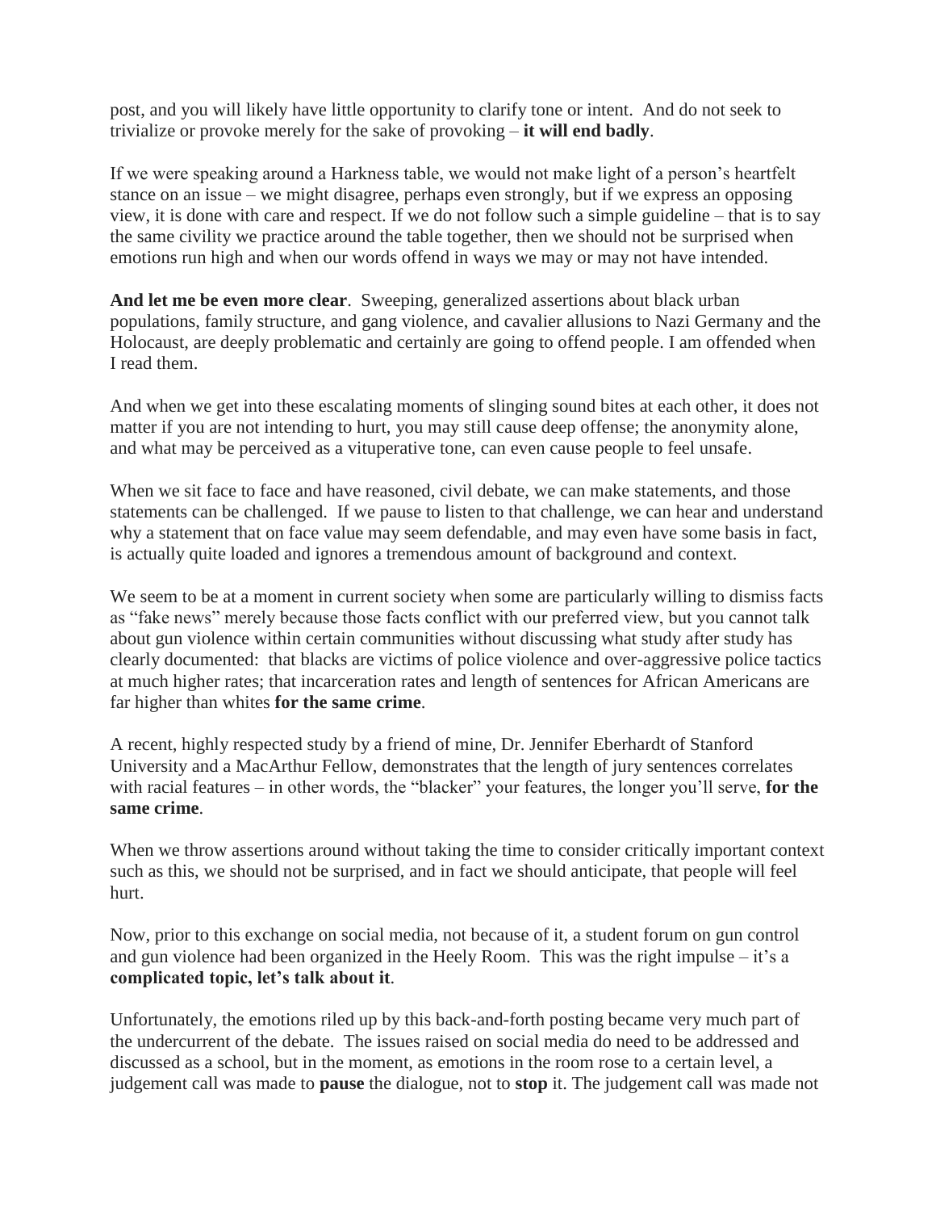post, and you will likely have little opportunity to clarify tone or intent. And do not seek to trivialize or provoke merely for the sake of provoking – **it will end badly**.

If we were speaking around a Harkness table, we would not make light of a person's heartfelt stance on an issue – we might disagree, perhaps even strongly, but if we express an opposing view, it is done with care and respect. If we do not follow such a simple guideline – that is to say the same civility we practice around the table together, then we should not be surprised when emotions run high and when our words offend in ways we may or may not have intended.

**And let me be even more clear**. Sweeping, generalized assertions about black urban populations, family structure, and gang violence, and cavalier allusions to Nazi Germany and the Holocaust, are deeply problematic and certainly are going to offend people. I am offended when I read them.

And when we get into these escalating moments of slinging sound bites at each other, it does not matter if you are not intending to hurt, you may still cause deep offense; the anonymity alone, and what may be perceived as a vituperative tone, can even cause people to feel unsafe.

When we sit face to face and have reasoned, civil debate, we can make statements, and those statements can be challenged. If we pause to listen to that challenge, we can hear and understand why a statement that on face value may seem defendable, and may even have some basis in fact, is actually quite loaded and ignores a tremendous amount of background and context.

We seem to be at a moment in current society when some are particularly willing to dismiss facts as "fake news" merely because those facts conflict with our preferred view, but you cannot talk about gun violence within certain communities without discussing what study after study has clearly documented: that blacks are victims of police violence and over-aggressive police tactics at much higher rates; that incarceration rates and length of sentences for African Americans are far higher than whites **for the same crime**.

A recent, highly respected study by a friend of mine, Dr. Jennifer Eberhardt of Stanford University and a MacArthur Fellow, demonstrates that the length of jury sentences correlates with racial features – in other words, the "blacker" your features, the longer you'll serve, **for the same crime**.

When we throw assertions around without taking the time to consider critically important context such as this, we should not be surprised, and in fact we should anticipate, that people will feel hurt.

Now, prior to this exchange on social media, not because of it, a student forum on gun control and gun violence had been organized in the Heely Room. This was the right impulse – it's a **complicated topic, let's talk about it**.

Unfortunately, the emotions riled up by this back-and-forth posting became very much part of the undercurrent of the debate. The issues raised on social media do need to be addressed and discussed as a school, but in the moment, as emotions in the room rose to a certain level, a judgement call was made to **pause** the dialogue, not to **stop** it. The judgement call was made not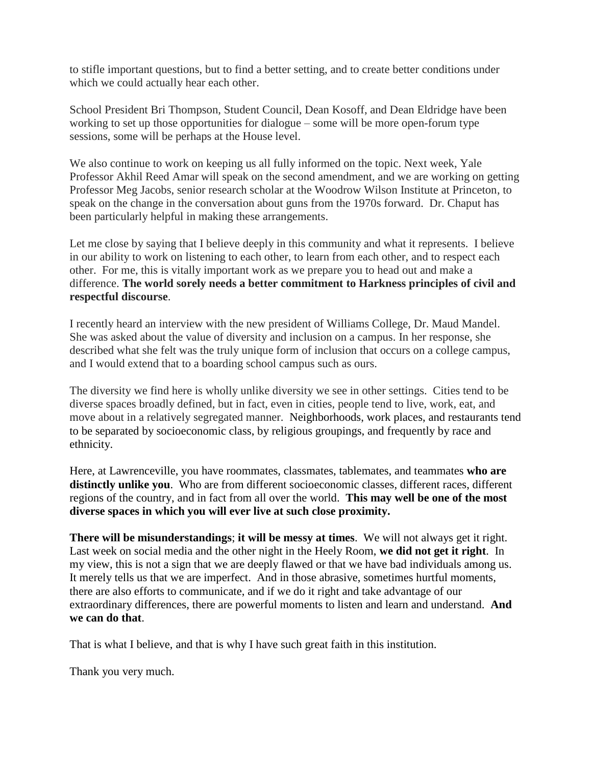to stifle important questions, but to find a better setting, and to create better conditions under which we could actually hear each other.

School President Bri Thompson, Student Council, Dean Kosoff, and Dean Eldridge have been working to set up those opportunities for dialogue – some will be more open-forum type sessions, some will be perhaps at the House level.

We also continue to work on keeping us all fully informed on the topic. Next week, Yale Professor Akhil Reed Amar will speak on the second amendment, and we are working on getting Professor Meg Jacobs, senior research scholar at the Woodrow Wilson Institute at Princeton, to speak on the change in the conversation about guns from the 1970s forward. Dr. Chaput has been particularly helpful in making these arrangements.

Let me close by saying that I believe deeply in this community and what it represents. I believe in our ability to work on listening to each other, to learn from each other, and to respect each other. For me, this is vitally important work as we prepare you to head out and make a difference. **The world sorely needs a better commitment to Harkness principles of civil and respectful discourse**.

I recently heard an interview with the new president of Williams College, Dr. Maud Mandel. She was asked about the value of diversity and inclusion on a campus. In her response, she described what she felt was the truly unique form of inclusion that occurs on a college campus, and I would extend that to a boarding school campus such as ours.

The diversity we find here is wholly unlike diversity we see in other settings. Cities tend to be diverse spaces broadly defined, but in fact, even in cities, people tend to live, work, eat, and move about in a relatively segregated manner. Neighborhoods, work places, and restaurants tend to be separated by socioeconomic class, by religious groupings, and frequently by race and ethnicity.

Here, at Lawrenceville, you have roommates, classmates, tablemates, and teammates **who are distinctly unlike you**. Who are from different socioeconomic classes, different races, different regions of the country, and in fact from all over the world. **This may well be one of the most diverse spaces in which you will ever live at such close proximity.**

**There will be misunderstandings**; **it will be messy at times**. We will not always get it right. Last week on social media and the other night in the Heely Room, **we did not get it right**. In my view, this is not a sign that we are deeply flawed or that we have bad individuals among us. It merely tells us that we are imperfect. And in those abrasive, sometimes hurtful moments, there are also efforts to communicate, and if we do it right and take advantage of our extraordinary differences, there are powerful moments to listen and learn and understand. **And we can do that**.

That is what I believe, and that is why I have such great faith in this institution.

Thank you very much.